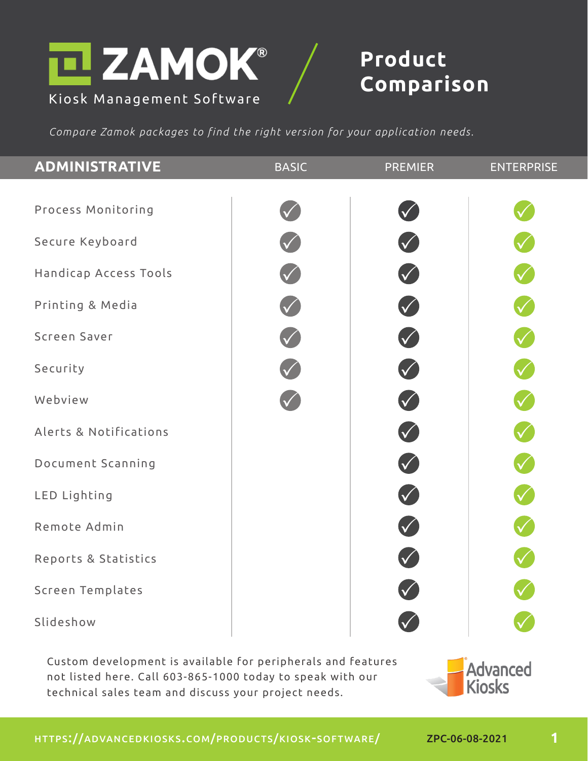# ZAMOK® Kiosk Management Software / Product Comparison

*Compare Zamok packages to find the right version for your application needs.*

| ADMINISTRATIVE | BASIC | PREMIER | ENTERPRISE |
|---|---|---|---|
| Process Monitoring | ✓ | ✓ | ✓ |
| Secure Keyboard | ✓ | ✓ | ✓ |
| Handicap Access Tools | ✓ | ✓ | ✓ |
| Printing & Media | ✓ | ✓ | ✓ |
| Screen Saver | ✓ | ✓ | ✓ |
| Security | ✓ | ✓ | ✓ |
| Webview | ✓ | ✓ | ✓ |
| Alerts & Notifications | | ✓ | ✓ |
| Document Scanning | | ✓ | ✓ |
| LED Lighting | | ✓ | ✓ |
| Remote Admin | | ✓ | ✓ |
| Reports & Statistics | | ✓ | ✓ |
| Screen Templates | | ✓ | ✓ |
| Slideshow | | ✓ | ✓ |

Custom development is available for peripherals and features not listed here. Call 603-865-1000 today to speak with our technical sales team and discuss your project needs.

Advanced Kiosks

HTTPS://ADVANCEDKIOSKS.COM/PRODUCTS/KIOSK-SOFTWARE/

ZPC-06-08-2021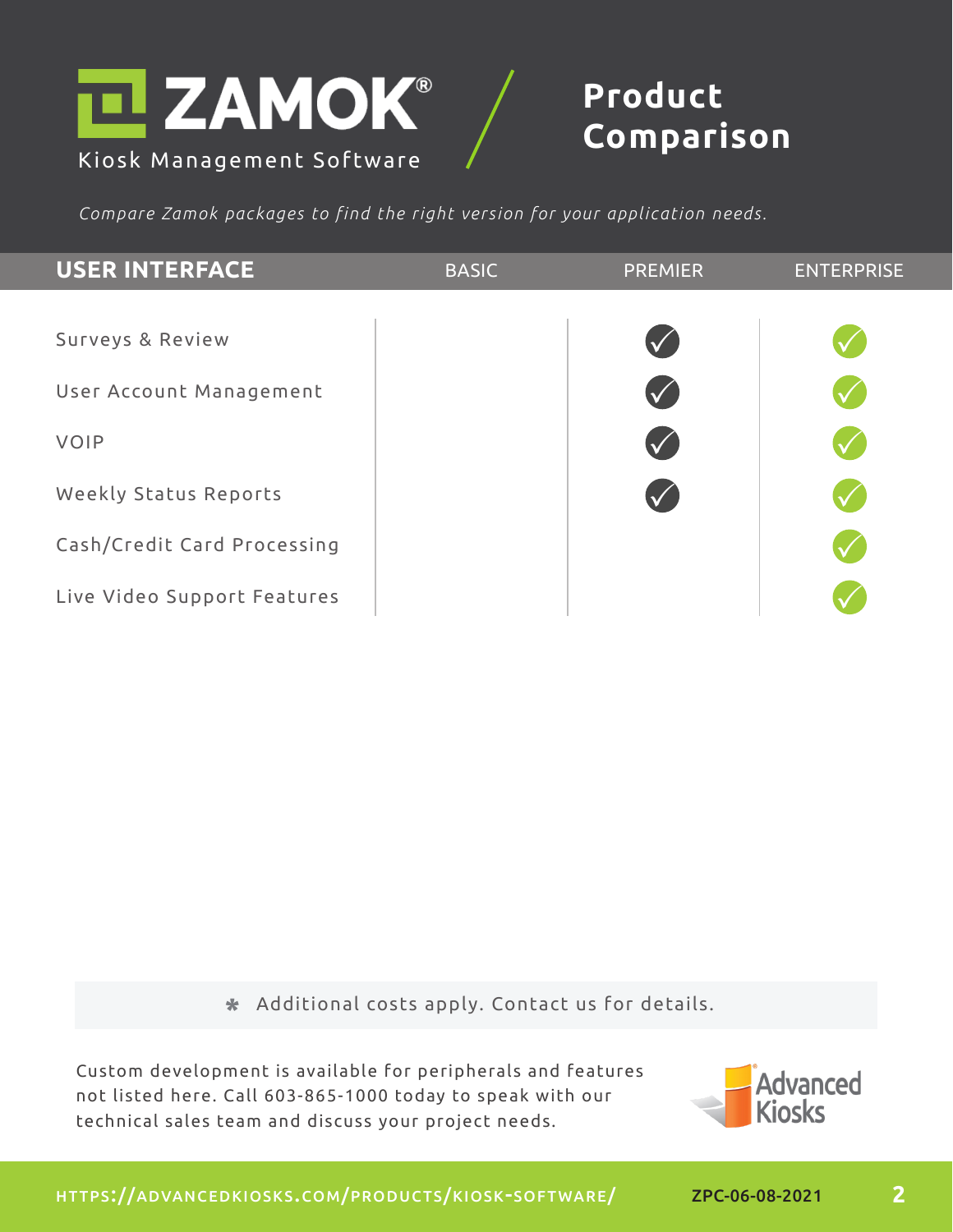# ZAMOK®

Kiosk Management Software

# Product Comparison

*Compare Zamok packages to find the right version for your application needs.*

| USER INTERFACE | BASIC | PREMIER | ENTERPRISE |
|---|---|---|---|
| Surveys & Review | | ✓ | ✓ |
| User Account Management | | ✓ | ✓ |
| VOIP | | ✓ | ✓ |
| Weekly Status Reports | | ✓ | ✓ |
| Cash/Credit Card Processing | | | ✓ |
| Live Video Support Features | | | ✓ |

* Additional costs apply. Contact us for details.

Custom development is available for peripherals and features not listed here. Call 603-865-1000 today to speak with our technical sales team and discuss your project needs.

Advanced Kiosks

HTTPS://ADVANCEDKIOSKS.COM/PRODUCTS/KIOSK-SOFTWARE/

ZPC-06-08-2021